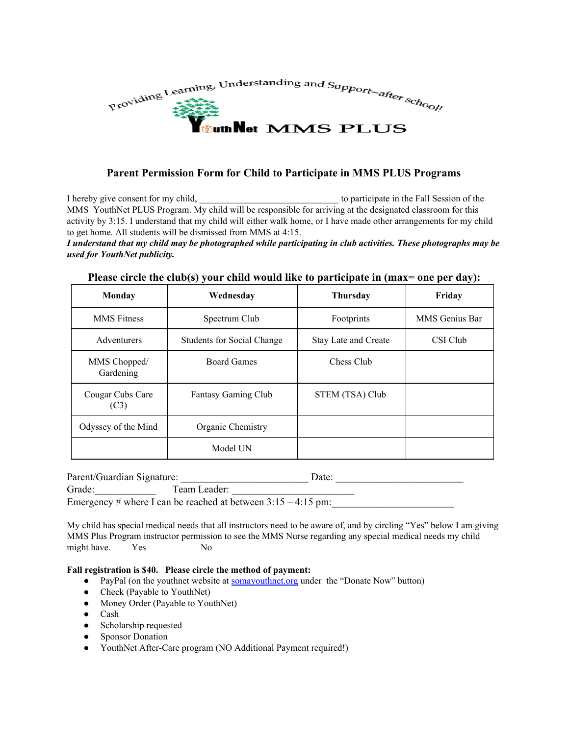Providing Learning, Understanding and Support--after school!

YouthNet MMS PLUS

# Parent Permission Form for Child to Participate in MMS PLUS Programs

I hereby give consent for my child, ______________________________ to participate in the Fall Session of the MMS YouthNet PLUS Program. My child will be responsible for arriving at the designated classroom for this activity by 3:15. I understand that my child will either walk home, or I have made other arrangements for my child to get home. All students will be dismissed from MMS at 4:15.

***I understand that my child may be photographed while participating in club activities. These photographs may be used for YouthNet publicity.***

## Please circle the club(s) your child would like to participate in (max= one per day):

| Monday | Wednesday | Thursday | Friday |
|---|---|---|---|
| MMS Fitness | Spectrum Club | Footprints | MMS Genius Bar |
| Adventurers | Students for Social Change | Stay Late and Create | CSI Club |
| MMS Chopped/ Gardening | Board Games | Chess Club | |
| Cougar Cubs Care (C3) | Fantasy Gaming Club | STEM (TSA) Club | |
| Odyssey of the Mind | Organic Chemistry | | |
| | Model UN | | |

Parent/Guardian Signature: _________________________ Date: _________________________

Grade:____________ Team Leader: ________________________

Emergency # where I can be reached at between 3:15 – 4:15 pm:________________________

My child has special medical needs that all instructors need to be aware of, and by circling "Yes" below I am giving MMS Plus Program instructor permission to see the MMS Nurse regarding any special medical needs my child might have. Yes No

**Fall registration is $40. Please circle the method of payment:**

- PayPal (on the youthnet website at somayouthnet.org under the "Donate Now" button)
- Check (Payable to YouthNet)
- Money Order (Payable to YouthNet)
- Cash
- Scholarship requested
- Sponsor Donation
- YouthNet After-Care program (NO Additional Payment required!)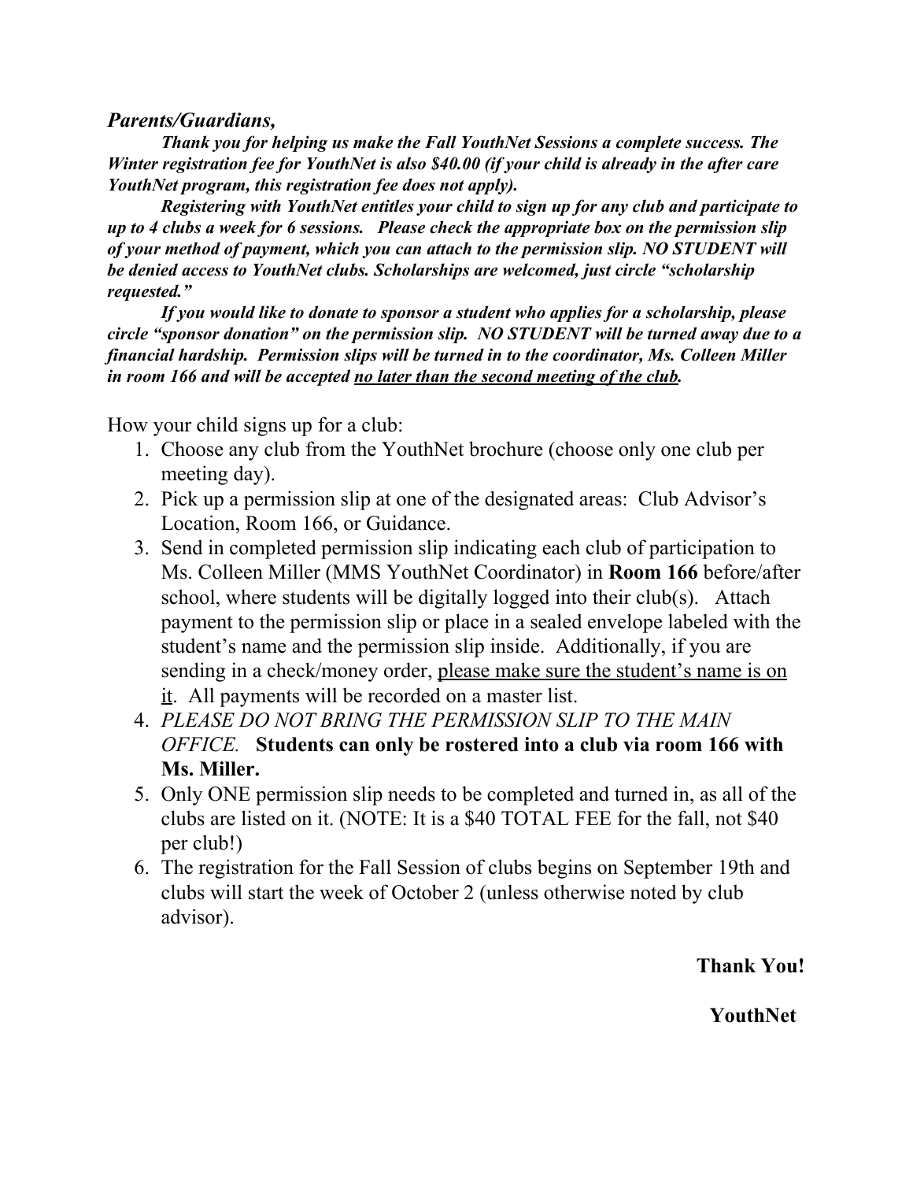***Parents/Guardians,***

***Thank you for helping us make the Fall YouthNet Sessions a complete success. The Winter registration fee for YouthNet is also $40.00 (if your child is already in the after care YouthNet program, this registration fee does not apply).***

***Registering with YouthNet entitles your child to sign up for any club and participate to up to 4 clubs a week for 6 sessions. Please check the appropriate box on the permission slip of your method of payment, which you can attach to the permission slip. NO STUDENT will be denied access to YouthNet clubs. Scholarships are welcomed, just circle "scholarship requested."***

***If you would like to donate to sponsor a student who applies for a scholarship, please circle "sponsor donation" on the permission slip. NO STUDENT will be turned away due to a financial hardship. Permission slips will be turned in to the coordinator, Ms. Colleen Miller in room 166 and will be accepted <u>no later than the second meeting of the club</u>.***

How your child signs up for a club:

1. Choose any club from the YouthNet brochure (choose only one club per meeting day).
2. Pick up a permission slip at one of the designated areas: Club Advisor's Location, Room 166, or Guidance.
3. Send in completed permission slip indicating each club of participation to Ms. Colleen Miller (MMS YouthNet Coordinator) in **Room 166** before/after school, where students will be digitally logged into their club(s). Attach payment to the permission slip or place in a sealed envelope labeled with the student's name and the permission slip inside. Additionally, if you are sending in a check/money order, <u>please make sure the student's name is on it</u>. All payments will be recorded on a master list.
4. *PLEASE DO NOT BRING THE PERMISSION SLIP TO THE MAIN OFFICE.* **Students can only be rostered into a club via room 166 with Ms. Miller.**
5. Only ONE permission slip needs to be completed and turned in, as all of the clubs are listed on it. (NOTE: It is a $40 TOTAL FEE for the fall, not $40 per club!)
6. The registration for the Fall Session of clubs begins on September 19th and clubs will start the week of October 2 (unless otherwise noted by club advisor).

**Thank You!**

**YouthNet**